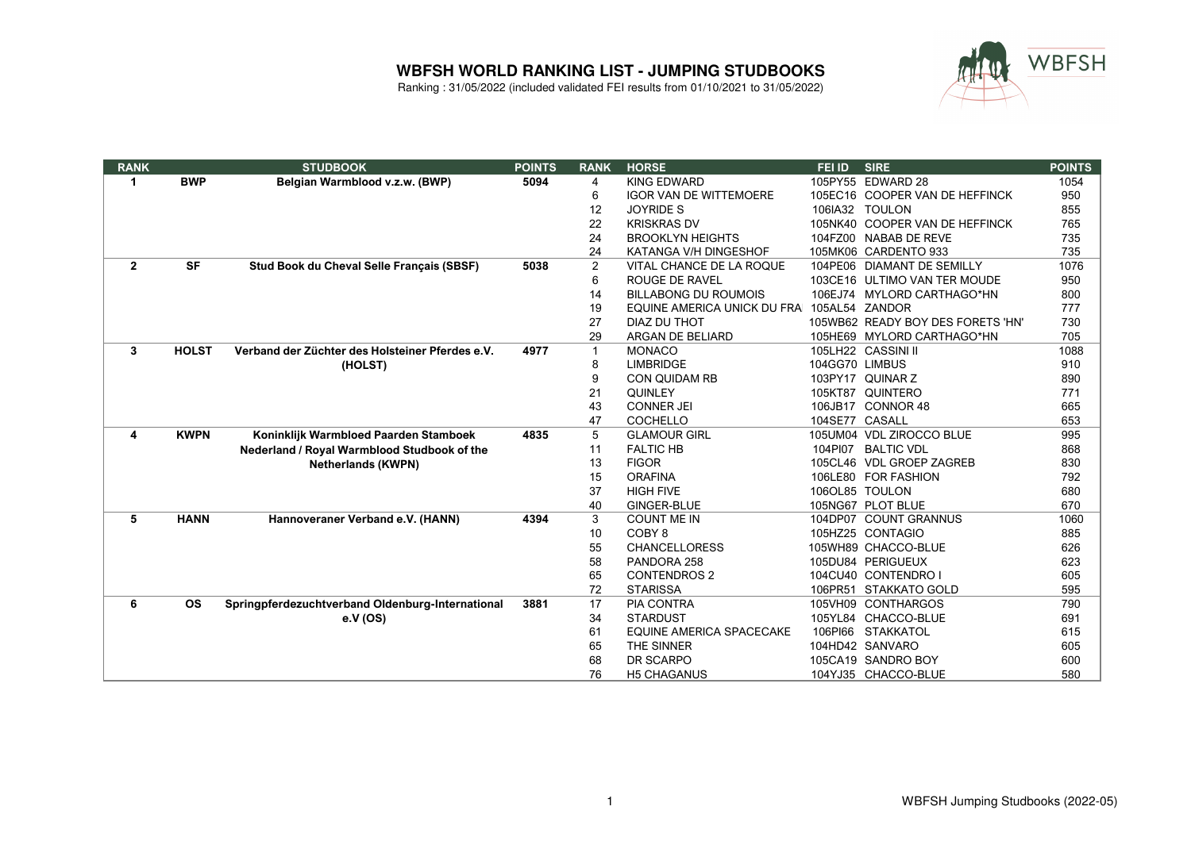# WBFSH WORLD RANKING LIST - JUMPING STUDBOOKS

Ranking : 31/05/2022 (included validated FEI results from 01/10/2021 to 31/05/2022)

| RANK | | STUDBOOK | POINTS | RANK | HORSE | FEI ID | SIRE | POINTS |
|---|---|---|---|---|---|---|---|---|
| 1 | BWP | Belgian Warmblood v.z.w. (BWP) | 5094 | 4 | KING EDWARD | 105PY55 | EDWARD 28 | 1054 |
| | | | | 6 | IGOR VAN DE WITTEMOERE | 105EC16 | COOPER VAN DE HEFFINCK | 950 |
| | | | | 12 | JOYRIDE S | 106IA32 | TOULON | 855 |
| | | | | 22 | KRISKRAS DV | 105NK40 | COOPER VAN DE HEFFINCK | 765 |
| | | | | 24 | BROOKLYN HEIGHTS | 104FZ00 | NABAB DE REVE | 735 |
| | | | | 24 | KATANGA V/H DINGESHOF | 105MK06 | CARDENTO 933 | 735 |
| 2 | SF | Stud Book du Cheval Selle Français (SBSF) | 5038 | 2 | VITAL CHANCE DE LA ROQUE | 104PE06 | DIAMANT DE SEMILLY | 1076 |
| | | | | 6 | ROUGE DE RAVEL | 103CE16 | ULTIMO VAN TER MOUDE | 950 |
| | | | | 14 | BILLABONG DU ROUMOIS | 106EJ74 | MYLORD CARTHAGO*HN | 800 |
| | | | | 19 | EQUINE AMERICA UNICK DU FRA | 105AL54 | ZANDOR | 777 |
| | | | | 27 | DIAZ DU THOT | 105WB62 | READY BOY DES FORETS 'HN' | 730 |
| | | | | 29 | ARGAN DE BELIARD | 105HE69 | MYLORD CARTHAGO*HN | 705 |
| 3 | HOLST | Verband der Züchter des Holsteiner Pferdes e.V. (HOLST) | 4977 | 1 | MONACO | 105LH22 | CASSINI II | 1088 |
| | | | | 8 | LIMBRIDGE | 104GG70 | LIMBUS | 910 |
| | | | | 9 | CON QUIDAM RB | 103PY17 | QUINAR Z | 890 |
| | | | | 21 | QUINLEY | 105KT87 | QUINTERO | 771 |
| | | | | 43 | CONNER JEI | 106JB17 | CONNOR 48 | 665 |
| | | | | 47 | COCHELLO | 104SE77 | CASALL | 653 |
| 4 | KWPN | Koninklijk Warmbloed Paarden Stamboek Nederland / Royal Warmblood Studbook of the Netherlands (KWPN) | 4835 | 5 | GLAMOUR GIRL | 105UM04 | VDL ZIROCCO BLUE | 995 |
| | | | | 11 | FALTIC HB | 104PI07 | BALTIC VDL | 868 |
| | | | | 13 | FIGOR | 105CL46 | VDL GROEP ZAGREB | 830 |
| | | | | 15 | ORAFINA | 106LE80 | FOR FASHION | 792 |
| | | | | 37 | HIGH FIVE | 106OL85 | TOULON | 680 |
| | | | | 40 | GINGER-BLUE | 105NG67 | PLOT BLUE | 670 |
| 5 | HANN | Hannoveraner Verband e.V. (HANN) | 4394 | 3 | COUNT ME IN | 104DP07 | COUNT GRANNUS | 1060 |
| | | | | 10 | COBY 8 | 105HZ25 | CONTAGIO | 885 |
| | | | | 55 | CHANCELLORESS | 105WH89 | CHACCO-BLUE | 626 |
| | | | | 58 | PANDORA 258 | 105DU84 | PERIGUEUX | 623 |
| | | | | 65 | CONTENDROS 2 | 104CU40 | CONTENDRO I | 605 |
| | | | | 72 | STARISSA | 106PR51 | STAKKATO GOLD | 595 |
| 6 | OS | Springpferdezuchtverband Oldenburg-International e.V (OS) | 3881 | 17 | PIA CONTRA | 105VH09 | CONTHARGOS | 790 |
| | | | | 34 | STARDUST | 105YL84 | CHACCO-BLUE | 691 |
| | | | | 61 | EQUINE AMERICA SPACECAKE | 106PI66 | STAKKATOL | 615 |
| | | | | 65 | THE SINNER | 104HD42 | SANVARO | 605 |
| | | | | 68 | DR SCARPO | 105CA19 | SANDRO BOY | 600 |
| | | | | 76 | H5 CHAGANUS | 104YJ35 | CHACCO-BLUE | 580 |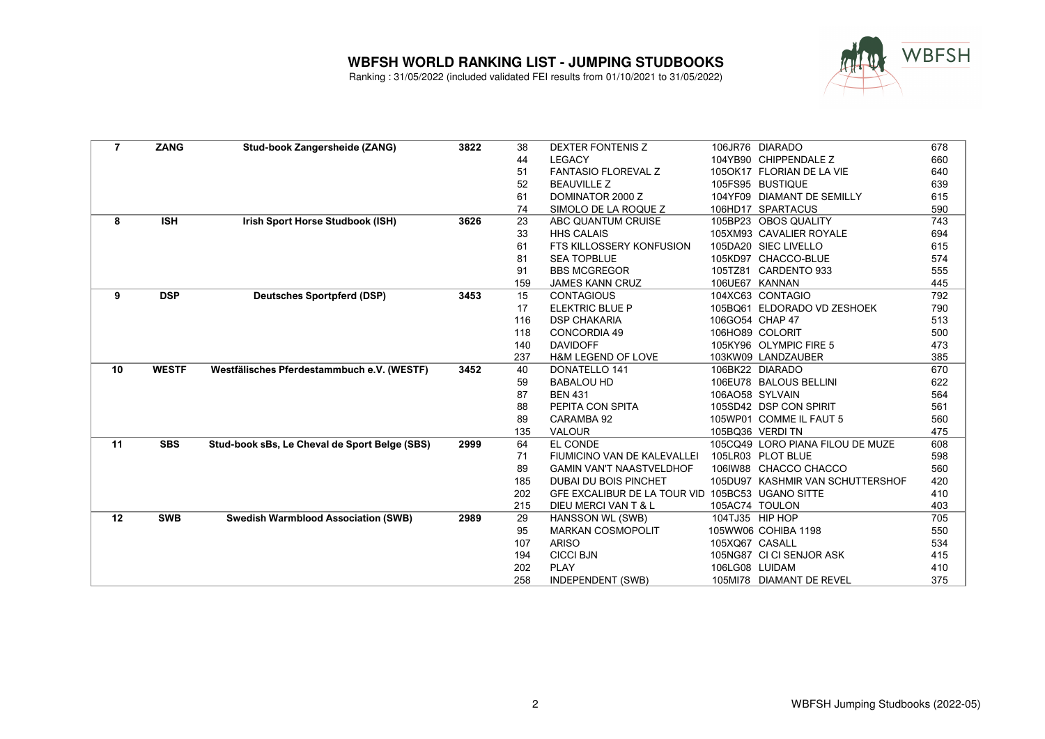# WBFSH WORLD RANKING LIST - JUMPING STUDBOOKS

Ranking : 31/05/2022 (included validated FEI results from 01/10/2021 to 31/05/2022)

| | | | | | | | | |
|---|---|---|---|---|---|---|---|---|
| **7** | **ZANG** | **Stud-book Zangersheide (ZANG)** | **3822** | 38 | DEXTER FONTENIS Z | 106JR76 | DIARADO | 678 |
| | | | | 44 | LEGACY | 104YB90 | CHIPPENDALE Z | 660 |
| | | | | 51 | FANTASIO FLOREVAL Z | 105OK17 | FLORIAN DE LA VIE | 640 |
| | | | | 52 | BEAUVILLE Z | 105FS95 | BUSTIQUE | 639 |
| | | | | 61 | DOMINATOR 2000 Z | 104YF09 | DIAMANT DE SEMILLY | 615 |
| | | | | 74 | SIMOLO DE LA ROQUE Z | 106HD17 | SPARTACUS | 590 |
| **8** | **ISH** | **Irish Sport Horse Studbook (ISH)** | **3626** | 23 | ABC QUANTUM CRUISE | 105BP23 | OBOS QUALITY | 743 |
| | | | | 33 | HHS CALAIS | 105XM93 | CAVALIER ROYALE | 694 |
| | | | | 61 | FTS KILLOSSERY KONFUSION | 105DA20 | SIEC LIVELLO | 615 |
| | | | | 81 | SEA TOPBLUE | 105KD97 | CHACCO-BLUE | 574 |
| | | | | 91 | BBS MCGREGOR | 105TZ81 | CARDENTO 933 | 555 |
| | | | | 159 | JAMES KANN CRUZ | 106UE67 | KANNAN | 445 |
| **9** | **DSP** | **Deutsches Sportpferd (DSP)** | **3453** | 15 | CONTAGIOUS | 104XC63 | CONTAGIO | 792 |
| | | | | 17 | ELEKTRIC BLUE P | 105BQ61 | ELDORADO VD ZESHOEK | 790 |
| | | | | 116 | DSP CHAKARIA | 106GO54 | CHAP 47 | 513 |
| | | | | 118 | CONCORDIA 49 | 106HO89 | COLORIT | 500 |
| | | | | 140 | DAVIDOFF | 105KY96 | OLYMPIC FIRE 5 | 473 |
| | | | | 237 | H&M LEGEND OF LOVE | 103KW09 | LANDZAUBER | 385 |
| **10** | **WESTF** | **Westfälisches Pferdestammbuch e.V. (WESTF)** | **3452** | 40 | DONATELLO 141 | 106BK22 | DIARADO | 670 |
| | | | | 59 | BABALOU HD | 106EU78 | BALOUS BELLINI | 622 |
| | | | | 87 | BEN 431 | 106AO58 | SYLVAIN | 564 |
| | | | | 88 | PEPITA CON SPITA | 105SD42 | DSP CON SPIRIT | 561 |
| | | | | 89 | CARAMBA 92 | 105WP01 | COMME IL FAUT 5 | 560 |
| | | | | 135 | VALOUR | 105BQ36 | VERDI TN | 475 |
| **11** | **SBS** | **Stud-book sBs, Le Cheval de Sport Belge (SBS)** | **2999** | 64 | EL CONDE | 105CQ49 | LORO PIANA FILOU DE MUZE | 608 |
| | | | | 71 | FIUMICINO VAN DE KALEVALLEI | 105LR03 | PLOT BLUE | 598 |
| | | | | 89 | GAMIN VAN'T NAASTVELDHOF | 106IW88 | CHACCO CHACCO | 560 |
| | | | | 185 | DUBAI DU BOIS PINCHET | 105DU97 | KASHMIR VAN SCHUTTERSHOF | 420 |
| | | | | 202 | GFE EXCALIBUR DE LA TOUR VID | 105BC53 | UGANO SITTE | 410 |
| | | | | 215 | DIEU MERCI VAN T & L | 105AC74 | TOULON | 403 |
| **12** | **SWB** | **Swedish Warmblood Association (SWB)** | **2989** | 29 | HANSSON WL (SWB) | 104TJ35 | HIP HOP | 705 |
| | | | | 95 | MARKAN COSMOPOLIT | 105WW06 | COHIBA 1198 | 550 |
| | | | | 107 | ARISO | 105XQ67 | CASALL | 534 |
| | | | | 194 | CICCI BJN | 105NG87 | CI CI SENJOR ASK | 415 |
| | | | | 202 | PLAY | 106LG08 | LUIDAM | 410 |
| | | | | 258 | INDEPENDENT (SWB) | 105MI78 | DIAMANT DE REVEL | 375 |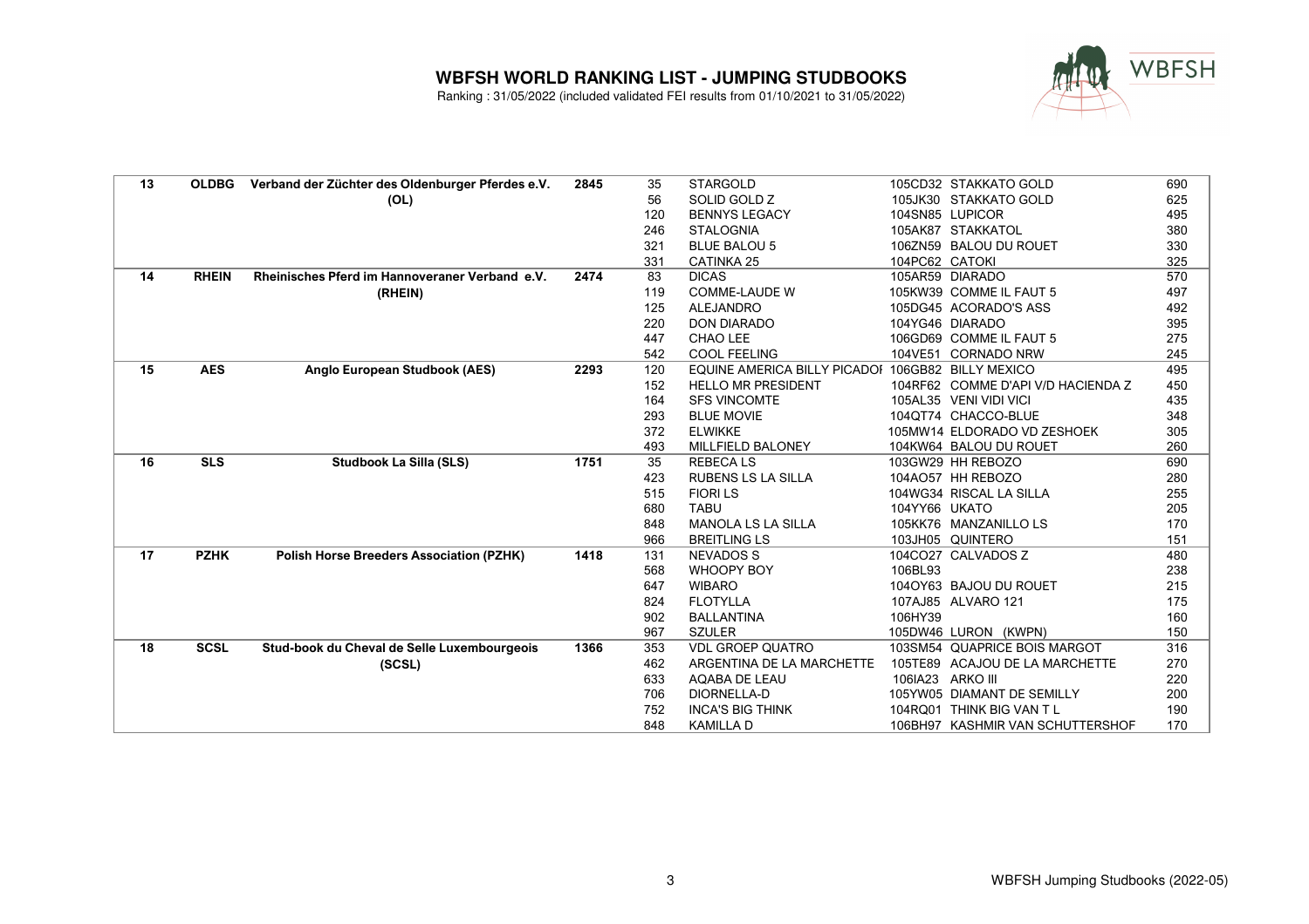# WBFSH WORLD RANKING LIST - JUMPING STUDBOOKS

Ranking : 31/05/2022 (included validated FEI results from 01/10/2021 to 31/05/2022)

| | | | | | | | | |
|---|---|---|---|---|---|---|---|---|
| 13 | OLDBG | Verband der Züchter des Oldenburger Pferdes e.V. (OL) | 2845 | 35 | STARGOLD | 105CD32 | STAKKATO GOLD | 690 |
| | | | | 56 | SOLID GOLD Z | 105JK30 | STAKKATO GOLD | 625 |
| | | | | 120 | BENNYS LEGACY | 104SN85 | LUPICOR | 495 |
| | | | | 246 | STALOGNIA | 105AK87 | STAKKATOL | 380 |
| | | | | 321 | BLUE BALOU 5 | 106ZN59 | BALOU DU ROUET | 330 |
| | | | | 331 | CATINKA 25 | 104PC62 | CATOKI | 325 |
| 14 | RHEIN | Rheinisches Pferd im Hannoveraner Verband e.V. (RHEIN) | 2474 | 83 | DICAS | 105AR59 | DIARADO | 570 |
| | | | | 119 | COMME-LAUDE W | 105KW39 | COMME IL FAUT 5 | 497 |
| | | | | 125 | ALEJANDRO | 105DG45 | ACORADO'S ASS | 492 |
| | | | | 220 | DON DIARADO | 104YG46 | DIARADO | 395 |
| | | | | 447 | CHAO LEE | 106GD69 | COMME IL FAUT 5 | 275 |
| | | | | 542 | COOL FEELING | 104VE51 | CORNADO NRW | 245 |
| 15 | AES | Anglo European Studbook (AES) | 2293 | 120 | EQUINE AMERICA BILLY PICADOI | 106GB82 | BILLY MEXICO | 495 |
| | | | | 152 | HELLO MR PRESIDENT | 104RF62 | COMME D'API V/D HACIENDA Z | 450 |
| | | | | 164 | SFS VINCOMTE | 105AL35 | VENI VIDI VICI | 435 |
| | | | | 293 | BLUE MOVIE | 104QT74 | CHACCO-BLUE | 348 |
| | | | | 372 | ELWIKKE | 105MW14 | ELDORADO VD ZESHOEK | 305 |
| | | | | 493 | MILLFIELD BALONEY | 104KW64 | BALOU DU ROUET | 260 |
| 16 | SLS | Studbook La Silla (SLS) | 1751 | 35 | REBECA LS | 103GW29 | HH REBOZO | 690 |
| | | | | 423 | RUBENS LS LA SILLA | 104AO57 | HH REBOZO | 280 |
| | | | | 515 | FIORI LS | 104WG34 | RISCAL LA SILLA | 255 |
| | | | | 680 | TABU | 104YY66 | UKATO | 205 |
| | | | | 848 | MANOLA LS LA SILLA | 105KK76 | MANZANILLO LS | 170 |
| | | | | 966 | BREITLING LS | 103JH05 | QUINTERO | 151 |
| 17 | PZHK | Polish Horse Breeders Association (PZHK) | 1418 | 131 | NEVADOS S | 104CO27 | CALVADOS Z | 480 |
| | | | | 568 | WHOOPY BOY | 106BL93 | | 238 |
| | | | | 647 | WIBARO | 104OY63 | BAJOU DU ROUET | 215 |
| | | | | 824 | FLOTYLLA | 107AJ85 | ALVARO 121 | 175 |
| | | | | 902 | BALLANTINA | 106HY39 | | 160 |
| | | | | 967 | SZULER | 105DW46 | LURON (KWPN) | 150 |
| 18 | SCSL | Stud-book du Cheval de Selle Luxembourgeois (SCSL) | 1366 | 353 | VDL GROEP QUATRO | 103SM54 | QUAPRICE BOIS MARGOT | 316 |
| | | | | 462 | ARGENTINA DE LA MARCHETTE | 105TE89 | ACAJOU DE LA MARCHETTE | 270 |
| | | | | 633 | AQABA DE LEAU | 106IA23 | ARKO III | 220 |
| | | | | 706 | DIORNELLA-D | 105YW05 | DIAMANT DE SEMILLY | 200 |
| | | | | 752 | INCA'S BIG THINK | 104RQ01 | THINK BIG VAN T L | 190 |
| | | | | 848 | KAMILLA D | 106BH97 | KASHMIR VAN SCHUTTERSHOF | 170 |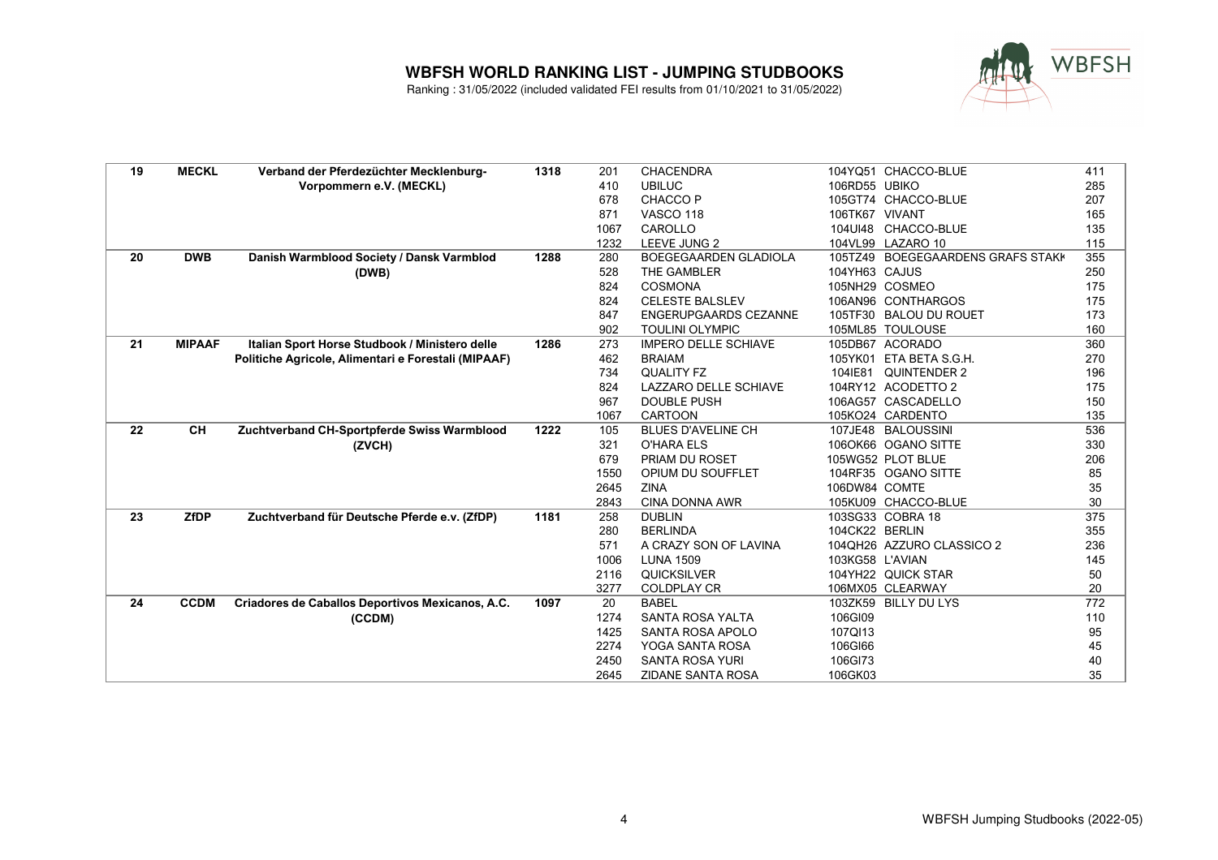# WBFSH WORLD RANKING LIST - JUMPING STUDBOOKS

Ranking : 31/05/2022 (included validated FEI results from 01/10/2021 to 31/05/2022)

| | | | | | | | | |
|---|---|---|---|---|---|---|---|---|
| **19** | **MECKL** | **Verband der Pferdezüchter Mecklenburg-Vorpommern e.V. (MECKL)** | **1318** | 201 | CHACENDRA | 104YQ51 | CHACCO-BLUE | 411 |
| | | | | 410 | UBILUC | 106RD55 | UBIKO | 285 |
| | | | | 678 | CHACCO P | 105GT74 | CHACCO-BLUE | 207 |
| | | | | 871 | VASCO 118 | 106TK67 | VIVANT | 165 |
| | | | | 1067 | CAROLLO | 104UI48 | CHACCO-BLUE | 135 |
| | | | | 1232 | LEEVE JUNG 2 | 104VL99 | LAZARO 10 | 115 |
| **20** | **DWB** | **Danish Warmblood Society / Dansk Varmblod (DWB)** | **1288** | 280 | BOEGEGAARDEN GLADIOLA | 105TZ49 | BOEGEGAARDENS GRAFS STAKK | 355 |
| | | | | 528 | THE GAMBLER | 104YH63 | CAJUS | 250 |
| | | | | 824 | COSMONA | 105NH29 | COSMEO | 175 |
| | | | | 824 | CELESTE BALSLEV | 106AN96 | CONTHARGOS | 175 |
| | | | | 847 | ENGERUPGAARDS CEZANNE | 105TF30 | BALOU DU ROUET | 173 |
| | | | | 902 | TOULINI OLYMPIC | 105ML85 | TOULOUSE | 160 |
| **21** | **MIPAAF** | **Italian Sport Horse Studbook / Ministero delle Politiche Agricole, Alimentari e Forestali (MIPAAF)** | **1286** | 273 | IMPERO DELLE SCHIAVE | 105DB67 | ACORADO | 360 |
| | | | | 462 | BRAIAM | 105YK01 | ETA BETA S.G.H. | 270 |
| | | | | 734 | QUALITY FZ | 104IE81 | QUINTENDER 2 | 196 |
| | | | | 824 | LAZZARO DELLE SCHIAVE | 104RY12 | ACODETTO 2 | 175 |
| | | | | 967 | DOUBLE PUSH | 106AG57 | CASCADELLO | 150 |
| | | | | 1067 | CARTOON | 105KO24 | CARDENTO | 135 |
| **22** | **CH** | **Zuchtverband CH-Sportpferde Swiss Warmblood (ZVCH)** | **1222** | 105 | BLUES D'AVELINE CH | 107JE48 | BALOUSSINI | 536 |
| | | | | 321 | O'HARA ELS | 106OK66 | OGANO SITTE | 330 |
| | | | | 679 | PRIAM DU ROSET | 105WG52 | PLOT BLUE | 206 |
| | | | | 1550 | OPIUM DU SOUFFLET | 104RF35 | OGANO SITTE | 85 |
| | | | | 2645 | ZINA | 106DW84 | COMTE | 35 |
| | | | | 2843 | CINA DONNA AWR | 105KU09 | CHACCO-BLUE | 30 |
| **23** | **ZfDP** | **Zuchtverband für Deutsche Pferde e.v. (ZfDP)** | **1181** | 258 | DUBLIN | 103SG33 | COBRA 18 | 375 |
| | | | | 280 | BERLINDA | 104CK22 | BERLIN | 355 |
| | | | | 571 | A CRAZY SON OF LAVINA | 104QH26 | AZZURO CLASSICO 2 | 236 |
| | | | | 1006 | LUNA 1509 | 103KG58 | L'AVIAN | 145 |
| | | | | 2116 | QUICKSILVER | 104YH22 | QUICK STAR | 50 |
| | | | | 3277 | COLDPLAY CR | 106MX05 | CLEARWAY | 20 |
| **24** | **CCDM** | **Criadores de Caballos Deportivos Mexicanos, A.C. (CCDM)** | **1097** | 20 | BABEL | 103ZK59 | BILLY DU LYS | 772 |
| | | | | 1274 | SANTA ROSA YALTA | 106GI09 | | 110 |
| | | | | 1425 | SANTA ROSA APOLO | 107QI13 | | 95 |
| | | | | 2274 | YOGA SANTA ROSA | 106GI66 | | 45 |
| | | | | 2450 | SANTA ROSA YURI | 106GI73 | | 40 |
| | | | | 2645 | ZIDANE SANTA ROSA | 106GK03 | | 35 |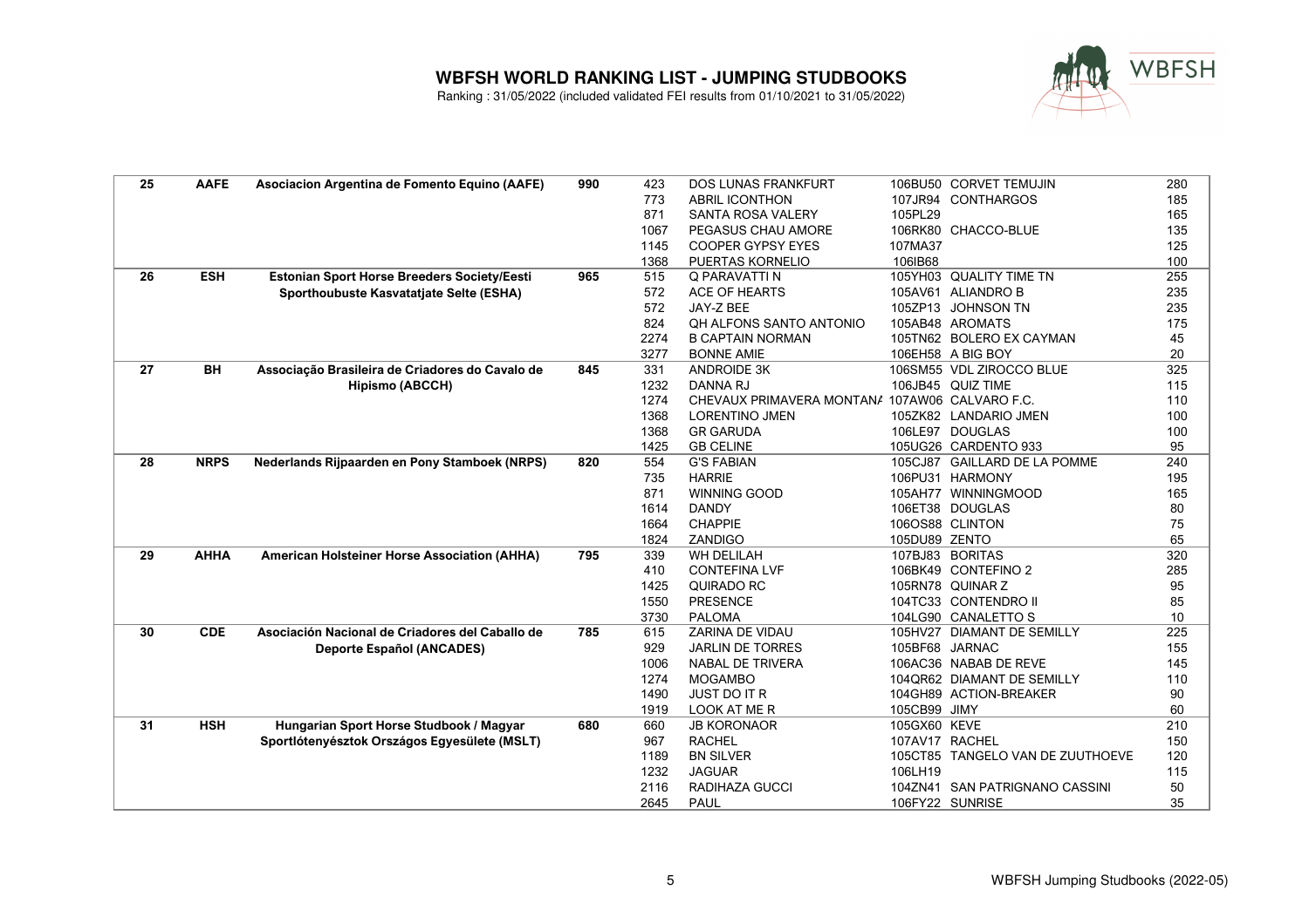# WBFSH WORLD RANKING LIST - JUMPING STUDBOOKS

Ranking : 31/05/2022 (included validated FEI results from 01/10/2021 to 31/05/2022)

| Rank | Acronym | Studbook | Points | Horse Rank | Horse | Sire ID | Sire | Horse Points |
|---|---|---|---|---|---|---|---|---|
| 25 | AAFE | Asociacion Argentina de Fomento Equino (AAFE) | 990 | 423 | DOS LUNAS FRANKFURT | 106BU50 | CORVET TEMUJIN | 280 |
| | | | | 773 | ABRIL ICONTHON | 107JR94 | CONTHARGOS | 185 |
| | | | | 871 | SANTA ROSA VALERY | 105PL29 | | 165 |
| | | | | 1067 | PEGASUS CHAU AMORE | 106RK80 | CHACCO-BLUE | 135 |
| | | | | 1145 | COOPER GYPSY EYES | 107MA37 | | 125 |
| | | | | 1368 | PUERTAS KORNELIO | 106IB68 | | 100 |
| 26 | ESH | Estonian Sport Horse Breeders Society/Eesti Sporthoubuste Kasvatatjate Selte (ESHA) | 965 | 515 | Q PARAVATTI N | 105YH03 | QUALITY TIME TN | 255 |
| | | | | 572 | ACE OF HEARTS | 105AV61 | ALIANDRO B | 235 |
| | | | | 572 | JAY-Z BEE | 105ZP13 | JOHNSON TN | 235 |
| | | | | 824 | QH ALFONS SANTO ANTONIO | 105AB48 | AROMATS | 175 |
| | | | | 2274 | B CAPTAIN NORMAN | 105TN62 | BOLERO EX CAYMAN | 45 |
| | | | | 3277 | BONNE AMIE | 106EH58 | A BIG BOY | 20 |
| 27 | BH | Associação Brasileira de Criadores do Cavalo de Hipismo (ABCCH) | 845 | 331 | ANDROIDE 3K | 106SM55 | VDL ZIROCCO BLUE | 325 |
| | | | | 1232 | DANNA RJ | 106JB45 | QUIZ TIME | 115 |
| | | | | 1274 | CHEVAUX PRIMAVERA MONTANA | 107AW06 | CALVARO F.C. | 110 |
| | | | | 1368 | LORENTINO JMEN | 105ZK82 | LANDARIO JMEN | 100 |
| | | | | 1368 | GR GARUDA | 106LE97 | DOUGLAS | 100 |
| | | | | 1425 | GB CELINE | 105UG26 | CARDENTO 933 | 95 |
| 28 | NRPS | Nederlands Rijpaarden en Pony Stamboek (NRPS) | 820 | 554 | G'S FABIAN | 105CJ87 | GAILLARD DE LA POMME | 240 |
| | | | | 735 | HARRIE | 106PU31 | HARMONY | 195 |
| | | | | 871 | WINNING GOOD | 105AH77 | WINNINGMOOD | 165 |
| | | | | 1614 | DANDY | 106ET38 | DOUGLAS | 80 |
| | | | | 1664 | CHAPPIE | 106OS88 | CLINTON | 75 |
| | | | | 1824 | ZANDIGO | 105DU89 | ZENTO | 65 |
| 29 | AHHA | American Holsteiner Horse Association (AHHA) | 795 | 339 | WH DELILAH | 107BJ83 | BORITAS | 320 |
| | | | | 410 | CONTEFINA LVF | 106BK49 | CONTEFINO 2 | 285 |
| | | | | 1425 | QUIRADO RC | 105RN78 | QUINAR Z | 95 |
| | | | | 1550 | PRESENCE | 104TC33 | CONTENDRO II | 85 |
| | | | | 3730 | PALOMA | 104LG90 | CANALETTO S | 10 |
| 30 | CDE | Asociación Nacional de Criadores del Caballo de Deporte Español (ANCADES) | 785 | 615 | ZARINA DE VIDAU | 105HV27 | DIAMANT DE SEMILLY | 225 |
| | | | | 929 | JARLIN DE TORRES | 105BF68 | JARNAC | 155 |
| | | | | 1006 | NABAL DE TRIVERA | 106AC36 | NABAB DE REVE | 145 |
| | | | | 1274 | MOGAMBO | 104QR62 | DIAMANT DE SEMILLY | 110 |
| | | | | 1490 | JUST DO IT R | 104GH89 | ACTION-BREAKER | 90 |
| | | | | 1919 | LOOK AT ME R | 105CB99 | JIMY | 60 |
| 31 | HSH | Hungarian Sport Horse Studbook / Magyar Sportlótenyésztok Országos Egyesülete (MSLT) | 680 | 660 | JB KORONAOR | 105GX60 | KEVE | 210 |
| | | | | 967 | RACHEL | 107AV17 | RACHEL | 150 |
| | | | | 1189 | BN SILVER | 105CT85 | TANGELO VAN DE ZUUTHOEVE | 120 |
| | | | | 1232 | JAGUAR | 106LH19 | | 115 |
| | | | | 2116 | RADIHAZA GUCCI | 104ZN41 | SAN PATRIGNANO CASSINI | 50 |
| | | | | 2645 | PAUL | 106FY22 | SUNRISE | 35 |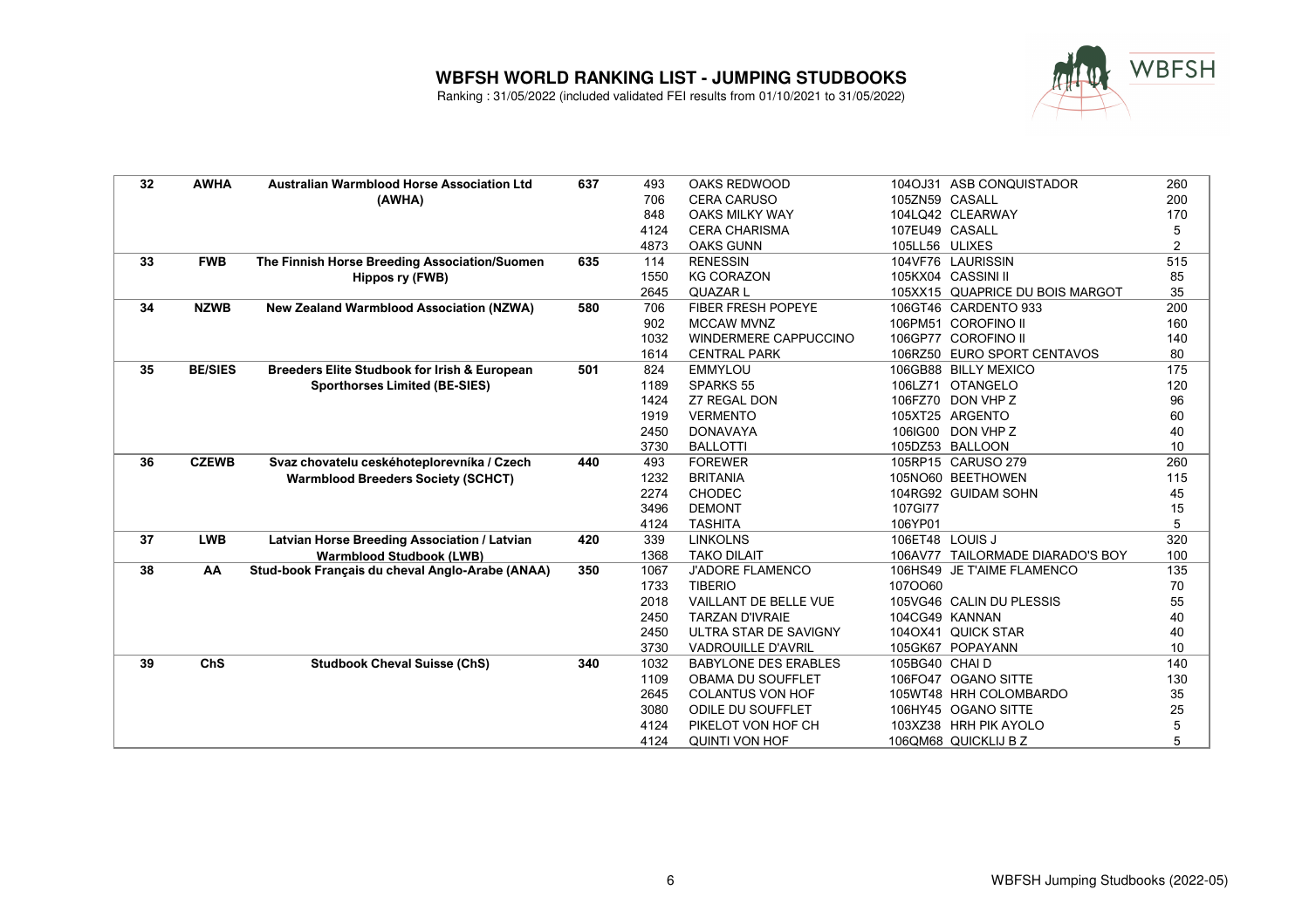# WBFSH WORLD RANKING LIST - JUMPING STUDBOOKS

Ranking : 31/05/2022 (included validated FEI results from 01/10/2021 to 31/05/2022)

| | | | | | | | | |
|---|---|---|---|---|---|---|---|---|
| **32** | **AWHA** | **Australian Warmblood Horse Association Ltd (AWHA)** | **637** | 493 | OAKS REDWOOD | 104OJ31 | ASB CONQUISTADOR | 260 |
| | | | | 706 | CERA CARUSO | 105ZN59 | CASALL | 200 |
| | | | | 848 | OAKS MILKY WAY | 104LQ42 | CLEARWAY | 170 |
| | | | | 4124 | CERA CHARISMA | 107EU49 | CASALL | 5 |
| | | | | 4873 | OAKS GUNN | 105LL56 | ULIXES | 2 |
| **33** | **FWB** | **The Finnish Horse Breeding Association/Suomen Hippos ry (FWB)** | **635** | 114 | RENESSIN | 104VF76 | LAURISSIN | 515 |
| | | | | 1550 | KG CORAZON | 105KX04 | CASSINI II | 85 |
| | | | | 2645 | QUAZAR L | 105XX15 | QUAPRICE DU BOIS MARGOT | 35 |
| **34** | **NZWB** | **New Zealand Warmblood Association (NZWA)** | **580** | 706 | FIBER FRESH POPEYE | 106GT46 | CARDENTO 933 | 200 |
| | | | | 902 | MCCAW MVNZ | 106PM51 | COROFINO II | 160 |
| | | | | 1032 | WINDERMERE CAPPUCCINO | 106GP77 | COROFINO II | 140 |
| | | | | 1614 | CENTRAL PARK | 106RZ50 | EURO SPORT CENTAVOS | 80 |
| **35** | **BE/SIES** | **Breeders Elite Studbook for Irish & European Sporthorses Limited (BE-SIES)** | **501** | 824 | EMMYLOU | 106GB88 | BILLY MEXICO | 175 |
| | | | | 1189 | SPARKS 55 | 106LZ71 | OTANGELO | 120 |
| | | | | 1424 | Z7 REGAL DON | 106FZ70 | DON VHP Z | 96 |
| | | | | 1919 | VERMENTO | 105XT25 | ARGENTO | 60 |
| | | | | 2450 | DONAVAYA | 106IG00 | DON VHP Z | 40 |
| | | | | 3730 | BALLOTTI | 105DZ53 | BALLOON | 10 |
| **36** | **CZEWB** | **Svaz chovatelu českéhoteplorevníka / Czech Warmblood Breeders Society (SCHCT)** | **440** | 493 | FOREWER | 105RP15 | CARUSO 279 | 260 |
| | | | | 1232 | BRITANIA | 105NO60 | BEETHOWEN | 115 |
| | | | | 2274 | CHODEC | 104RG92 | GUIDAM SOHN | 45 |
| | | | | 3496 | DEMONT | 107GI77 | | 15 |
| | | | | 4124 | TASHITA | 106YP01 | | 5 |
| **37** | **LWB** | **Latvian Horse Breeding Association / Latvian Warmblood Studbook (LWB)** | **420** | 339 | LINKOLNS | 106ET48 | LOUIS J | 320 |
| | | | | 1368 | TAKO DILAIT | 106AV77 | TAILORMADE DIARADO'S BOY | 100 |
| **38** | **AA** | **Stud-book Français du cheval Anglo-Arabe (ANAA)** | **350** | 1067 | J'ADORE FLAMENCO | 106HS49 | JE T'AIME FLAMENCO | 135 |
| | | | | 1733 | TIBERIO | 107OO60 | | 70 |
| | | | | 2018 | VAILLANT DE BELLE VUE | 105VG46 | CALIN DU PLESSIS | 55 |
| | | | | 2450 | TARZAN D'IVRAIE | 104CG49 | KANNAN | 40 |
| | | | | 2450 | ULTRA STAR DE SAVIGNY | 104OX41 | QUICK STAR | 40 |
| | | | | 3730 | VADROUILLE D'AVRIL | 105GK67 | POPAYANN | 10 |
| **39** | **ChS** | **Studbook Cheval Suisse (ChS)** | **340** | 1032 | BABYLONE DES ERABLES | 105BG40 | CHAI D | 140 |
| | | | | 1109 | OBAMA DU SOUFFLET | 106FO47 | OGANO SITTE | 130 |
| | | | | 2645 | COLANTUS VON HOF | 105WT48 | HRH COLOMBARDO | 35 |
| | | | | 3080 | ODILE DU SOUFFLET | 106HY45 | OGANO SITTE | 25 |
| | | | | 4124 | PIKELOT VON HOF CH | 103XZ38 | HRH PIK AYOLO | 5 |
| | | | | 4124 | QUINTI VON HOF | 106QM68 | QUICKLIJ B Z | 5 |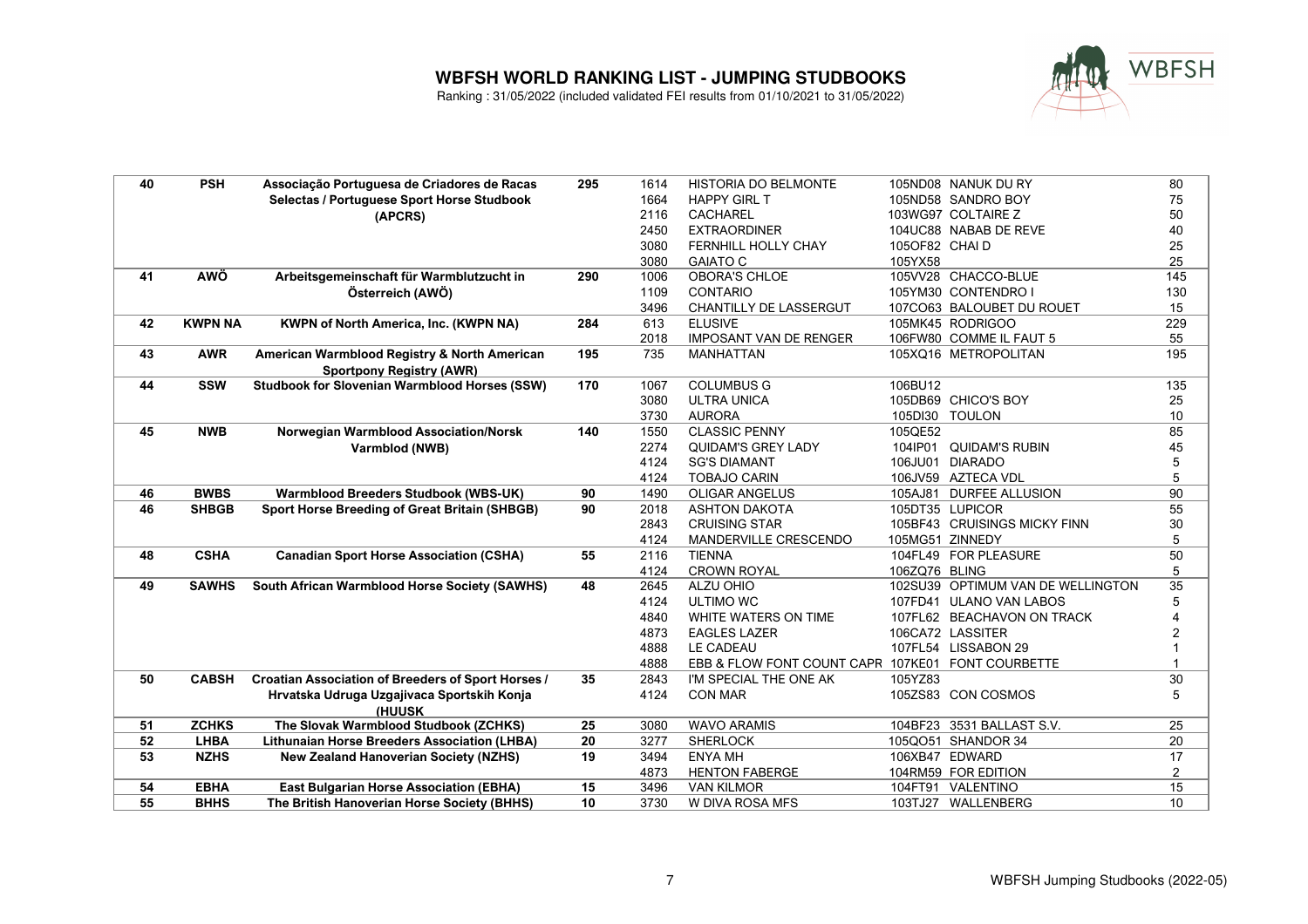# WBFSH WORLD RANKING LIST - JUMPING STUDBOOKS

Ranking : 31/05/2022 (included validated FEI results from 01/10/2021 to 31/05/2022)

| | | | | | | | | |
|---|---|---|---|---|---|---|---|---|
| 40 | PSH | Associação Portuguesa de Criadores de Racas Selectas / Portuguese Sport Horse Studbook (APCRS) | 295 | 1614 | HISTORIA DO BELMONTE | 105ND08 | NANUK DU RY | 80 |
| | | | | 1664 | HAPPY GIRL T | 105ND58 | SANDRO BOY | 75 |
| | | | | 2116 | CACHAREL | 103WG97 | COLTAIRE Z | 50 |
| | | | | 2450 | EXTRAORDINER | 104UC88 | NABAB DE REVE | 40 |
| | | | | 3080 | FERNHILL HOLLY CHAY | 105OF82 | CHAI D | 25 |
| | | | | 3080 | GAIATO C | 105YX58 | | 25 |
| 41 | AWÖ | Arbeitsgemeinschaft für Warmblutzucht in Österreich (AWÖ) | 290 | 1006 | OBORA'S CHLOE | 105VV28 | CHACCO-BLUE | 145 |
| | | | | 1109 | CONTARIO | 105YM30 | CONTENDRO I | 130 |
| | | | | 3496 | CHANTILLY DE LASSERGUT | 107CO63 | BALOUBET DU ROUET | 15 |
| 42 | KWPN NA | KWPN of North America, Inc. (KWPN NA) | 284 | 613 | ELUSIVE | 105MK45 | RODRIGOO | 229 |
| | | | | 2018 | IMPOSANT VAN DE RENGER | 106FW80 | COMME IL FAUT 5 | 55 |
| 43 | AWR | American Warmblood Registry & North American Sportpony Registry (AWR) | 195 | 735 | MANHATTAN | 105XQ16 | METROPOLITAN | 195 |
| 44 | SSW | Studbook for Slovenian Warmblood Horses (SSW) | 170 | 1067 | COLUMBUS G | 106BU12 | | 135 |
| | | | | 3080 | ULTRA UNICA | 105DB69 | CHICO'S BOY | 25 |
| | | | | 3730 | AURORA | 105DI30 | TOULON | 10 |
| 45 | NWB | Norwegian Warmblood Association/Norsk Varmblod (NWB) | 140 | 1550 | CLASSIC PENNY | 105QE52 | | 85 |
| | | | | 2274 | QUIDAM'S GREY LADY | 104IP01 | QUIDAM'S RUBIN | 45 |
| | | | | 4124 | SG'S DIAMANT | 106JU01 | DIARADO | 5 |
| | | | | 4124 | TOBAJO CARIN | 106JV59 | AZTECA VDL | 5 |
| 46 | BWBS | Warmblood Breeders Studbook (WBS-UK) | 90 | 1490 | OLIGAR ANGELUS | 105AJ81 | DURFEE ALLUSION | 90 |
| 46 | SHBGB | Sport Horse Breeding of Great Britain (SHBGB) | 90 | 2018 | ASHTON DAKOTA | 105DT35 | LUPICOR | 55 |
| | | | | 2843 | CRUISING STAR | 105BF43 | CRUISINGS MICKY FINN | 30 |
| | | | | 4124 | MANDERVILLE CRESCENDO | 105MG51 | ZINNEDY | 5 |
| 48 | CSHA | Canadian Sport Horse Association (CSHA) | 55 | 2116 | TIENNA | 104FL49 | FOR PLEASURE | 50 |
| | | | | 4124 | CROWN ROYAL | 106ZQ76 | BLING | 5 |
| 49 | SAWHS | South African Warmblood Horse Society (SAWHS) | 48 | 2645 | ALZU OHIO | 102SU39 | OPTIMUM VAN DE WELLINGTON | 35 |
| | | | | 4124 | ULTIMO WC | 107FD41 | ULANO VAN LABOS | 5 |
| | | | | 4840 | WHITE WATERS ON TIME | 107FL62 | BEACHAVON ON TRACK | 4 |
| | | | | 4873 | EAGLES LAZER | 106CA72 | LASSITER | 2 |
| | | | | 4888 | LE CADEAU | 107FL54 | LISSABON 29 | 1 |
| | | | | 4888 | EBB & FLOW FONT COUNT CAPR | 107KE01 | FONT COURBETTE | 1 |
| 50 | CABSH | Croatian Association of Breeders of Sport Horses / Hrvatska Udruga Uzgajivaca Sportskih Konja (HUUSK | 35 | 2843 | I'M SPECIAL THE ONE AK | 105YZ83 | | 30 |
| | | | | 4124 | CON MAR | 105ZS83 | CON COSMOS | 5 |
| 51 | ZCHKS | The Slovak Warmblood Studbook (ZCHKS) | 25 | 3080 | WAVO ARAMIS | 104BF23 | 3531 BALLAST S.V. | 25 |
| 52 | LHBA | Lithunaian Horse Breeders Association (LHBA) | 20 | 3277 | SHERLOCK | 105QO51 | SHANDOR 34 | 20 |
| 53 | NZHS | New Zealand Hanoverian Society (NZHS) | 19 | 3494 | ENYA MH | 106XB47 | EDWARD | 17 |
| | | | | 4873 | HENTON FABERGE | 104RM59 | FOR EDITION | 2 |
| 54 | EBHA | East Bulgarian Horse Association (EBHA) | 15 | 3496 | VAN KILMOR | 104FT91 | VALENTINO | 15 |
| 55 | BHHS | The British Hanoverian Horse Society (BHHS) | 10 | 3730 | W DIVA ROSA MFS | 103TJ27 | WALLENBERG | 10 |